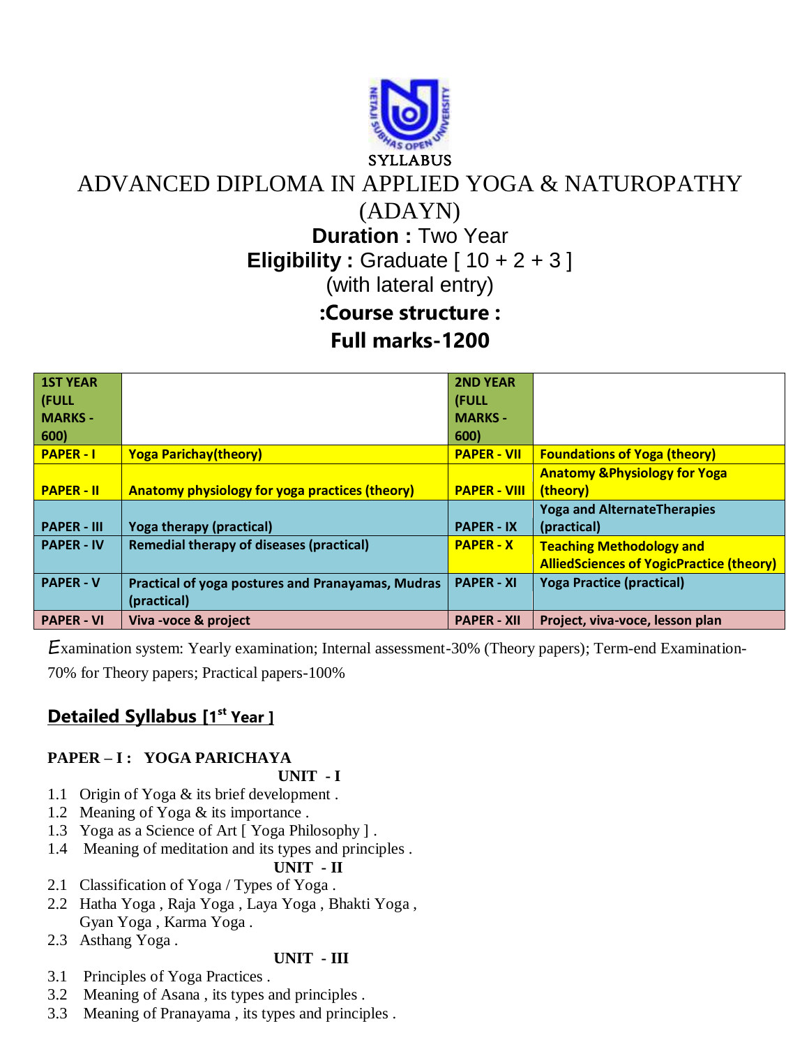SYLLABUS

# ADVANCED DIPLOMA IN APPLIED YOGA & NATUROPATHY (ADAYN)

**Duration :** Two Year

**Eligibility :** Graduate [ 10 + 2 + 3 ]

(with lateral entry)

**:Course structure :**

**Full marks-1200**

| 1ST YEAR (FULL MARKS - 600) | | 2ND YEAR (FULL MARKS - 600) | |
|---|---|---|---|
| PAPER - I | Yoga Parichay(theory) | PAPER - VII | Foundations of Yoga (theory) |
| PAPER - II | Anatomy physiology for yoga practices (theory) | PAPER - VIII | Anatomy &Physiology for Yoga (theory) |
| PAPER - III | Yoga therapy (practical) | PAPER - IX | Yoga and AlternateTherapies (practical) |
| PAPER - IV | Remedial therapy of diseases (practical) | PAPER - X | Teaching Methodology and AlliedSciences of YogicPractice (theory) |
| PAPER - V | Practical of yoga postures and Pranayamas, Mudras (practical) | PAPER - XI | Yoga Practice (practical) |
| PAPER - VI | Viva -voce & project | PAPER - XII | Project, viva-voce, lesson plan |

Examination system: Yearly examination; Internal assessment-30% (Theory papers); Term-end Examination-70% for Theory papers; Practical papers-100%

## Detailed Syllabus [1st Year ]

### PAPER – I : YOGA PARICHAYA

**UNIT - I**

1.1 Origin of Yoga & its brief development .
1.2 Meaning of Yoga & its importance .
1.3 Yoga as a Science of Art [ Yoga Philosophy ] .
1.4 Meaning of meditation and its types and principles .

**UNIT - II**

2.1 Classification of Yoga / Types of Yoga .
2.2 Hatha Yoga , Raja Yoga , Laya Yoga , Bhakti Yoga , Gyan Yoga , Karma Yoga .
2.3 Asthang Yoga .

**UNIT - III**

3.1 Principles of Yoga Practices .
3.2 Meaning of Asana , its types and principles .
3.3 Meaning of Pranayama , its types and principles .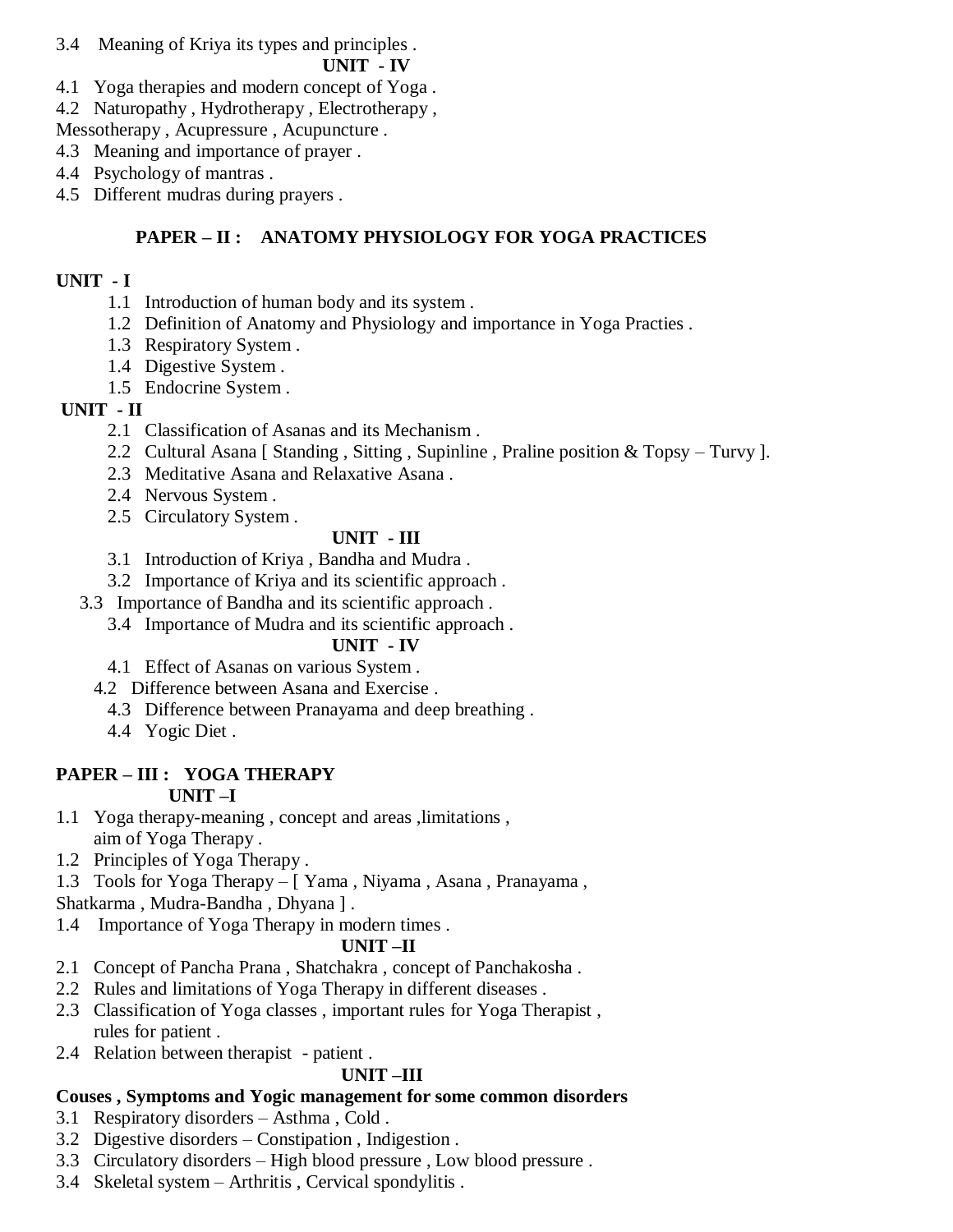3.4 Meaning of Kriya its types and principles .

**UNIT - IV**

4.1 Yoga therapies and modern concept of Yoga .

4.2 Naturopathy , Hydrotherapy , Electrotherapy , Messotherapy , Acupressure , Acupuncture .

4.3 Meaning and importance of prayer .

4.4 Psychology of mantras .

4.5 Different mudras during prayers .

## PAPER – II : ANATOMY PHYSIOLOGY FOR YOGA PRACTICES

**UNIT - I**

1.1 Introduction of human body and its system .

1.2 Definition of Anatomy and Physiology and importance in Yoga Practies .

1.3 Respiratory System .

1.4 Digestive System .

1.5 Endocrine System .

**UNIT - II**

2.1 Classification of Asanas and its Mechanism .

2.2 Cultural Asana [ Standing , Sitting , Supinline , Praline position & Topsy – Turvy ].

2.3 Meditative Asana and Relaxative Asana .

2.4 Nervous System .

2.5 Circulatory System .

**UNIT - III**

3.1 Introduction of Kriya , Bandha and Mudra .

3.2 Importance of Kriya and its scientific approach .

3.3 Importance of Bandha and its scientific approach .

3.4 Importance of Mudra and its scientific approach .

**UNIT - IV**

4.1 Effect of Asanas on various System .

4.2 Difference between Asana and Exercise .

4.3 Difference between Pranayama and deep breathing .

4.4 Yogic Diet .

## PAPER – III : YOGA THERAPY

**UNIT –I**

1.1 Yoga therapy-meaning , concept and areas ,limitations , aim of Yoga Therapy .

1.2 Principles of Yoga Therapy .

1.3 Tools for Yoga Therapy – [ Yama , Niyama , Asana , Pranayama , Shatkarma , Mudra-Bandha , Dhyana ] .

1.4 Importance of Yoga Therapy in modern times .

**UNIT –II**

2.1 Concept of Pancha Prana , Shatchakra , concept of Panchakosha .

2.2 Rules and limitations of Yoga Therapy in different diseases .

2.3 Classification of Yoga classes , important rules for Yoga Therapist , rules for patient .

2.4 Relation between therapist - patient .

**UNIT –III**

**Couses , Symptoms and Yogic management for some common disorders**

3.1 Respiratory disorders – Asthma , Cold .

3.2 Digestive disorders – Constipation , Indigestion .

3.3 Circulatory disorders – High blood pressure , Low blood pressure .

3.4 Skeletal system – Arthritis , Cervical spondylitis .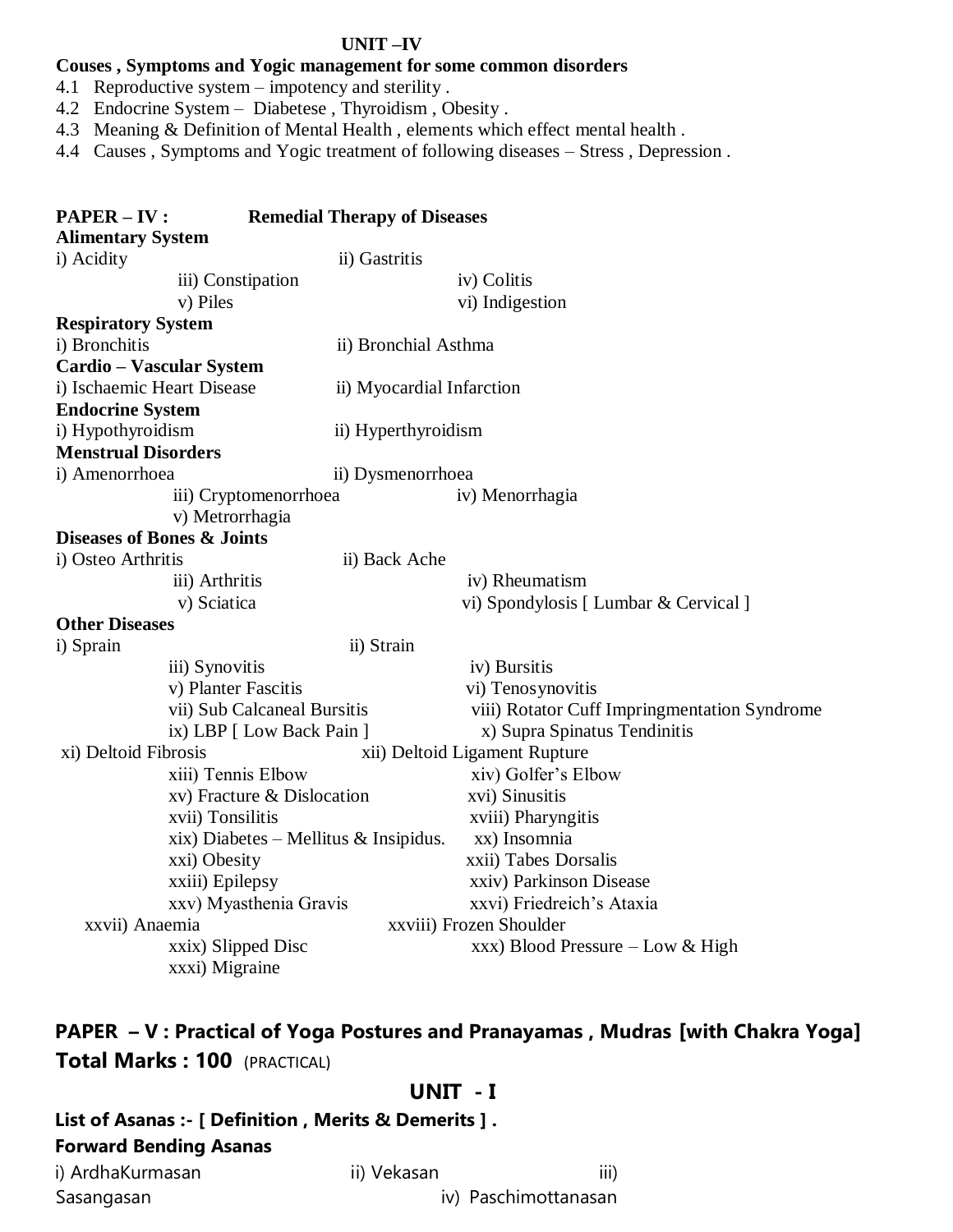## UNIT –IV

**Couses , Symptoms and Yogic management for some common disorders**

4.1 Reproductive system – impotency and sterility .
4.2 Endocrine System – Diabetese , Thyroidism , Obesity .
4.3 Meaning & Definition of Mental Health , elements which effect mental health .
4.4 Causes , Symptoms and Yogic treatment of following diseases – Stress , Depression .

**PAPER – IV : Remedial Therapy of Diseases**

**Alimentary System**

i) Acidity
ii) Gastritis
iii) Constipation
iv) Colitis
v) Piles
vi) Indigestion

**Respiratory System**

i) Bronchitis
ii) Bronchial Asthma

**Cardio – Vascular System**

i) Ischaemic Heart Disease
ii) Myocardial Infarction

**Endocrine System**

i) Hypothyroidism
ii) Hyperthyroidism

**Menstrual Disorders**

i) Amenorrhoea
ii) Dysmenorrhoea
iii) Cryptomenorrhoea
iv) Menorrhagia
v) Metrorrhagia

**Diseases of Bones & Joints**

i) Osteo Arthritis
ii) Back Ache
iii) Arthritis
iv) Rheumatism
v) Sciatica
vi) Spondylosis [ Lumbar & Cervical ]

**Other Diseases**

i) Sprain
ii) Strain
iii) Synovitis
iv) Bursitis
v) Planter Fascitis
vi) Tenosynovitis
vii) Sub Calcaneal Bursitis
viii) Rotator Cuff Impringmentation Syndrome
ix) LBP [ Low Back Pain ]
x) Supra Spinatus Tendinitis
xi) Deltoid Fibrosis
xii) Deltoid Ligament Rupture
xiii) Tennis Elbow
xiv) Golfer's Elbow
xv) Fracture & Dislocation
xvi) Sinusitis
xvii) Tonsilitis
xviii) Pharyngitis
xix) Diabetes – Mellitus & Insipidus.
xx) Insomnia
xxi) Obesity
xxii) Tabes Dorsalis
xxiii) Epilepsy
xxiv) Parkinson Disease
xxv) Myasthenia Gravis
xxvi) Friedreich's Ataxia
xxvii) Anaemia
xxviii) Frozen Shoulder
xxix) Slipped Disc
xxx) Blood Pressure – Low & High
xxxi) Migraine

## PAPER – V : Practical of Yoga Postures and Pranayamas , Mudras [with Chakra Yoga]

**Total Marks : 100** (PRACTICAL)

## UNIT - I

**List of Asanas :- [ Definition , Merits & Demerits ] .**

**Forward Bending Asanas**

i) ArdhaKurmasan
ii) Vekasan
iii) Sasangasan
iv) Paschimottanasan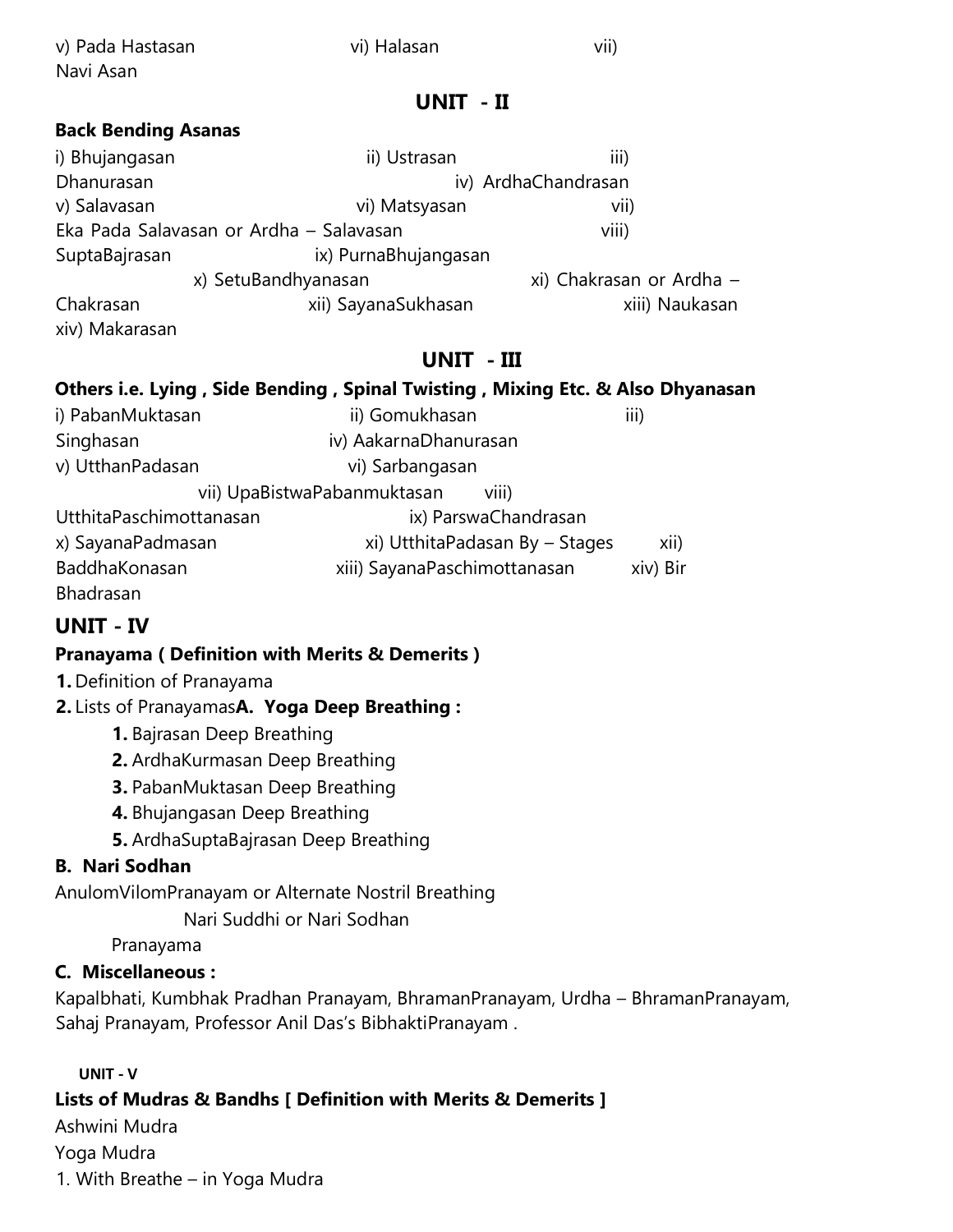v) Pada Hastasan vi) Halasan vii) Navi Asan

## UNIT - II

**Back Bending Asanas**

i) Bhujangasan ii) Ustrasan iii) Dhanurasan iv) ArdhaChandrasan
v) Salavasan vi) Matsyasan vii) Eka Pada Salavasan or Ardha – Salavasan viii) SuptaBajrasan ix) PurnaBhujangasan
x) SetuBandhyanasan xi) Chakrasan or Ardha – Chakrasan xii) SayanaSukhasan xiii) Naukasan
xiv) Makarasan

## UNIT - III

**Others i.e. Lying , Side Bending , Spinal Twisting , Mixing Etc. & Also Dhyanasan**

i) PabanMuktasan ii) Gomukhasan iii) Singhasan iv) AakarnaDhanurasan
v) UtthanPadasan vi) Sarbangasan
vii) UpaBistwaPabanmuktasan viii) UtthitaPaschimottanasan ix) ParswaChandrasan
x) SayanaPadmasan xi) UtthitaPadasan By – Stages xii) BaddhaKonasan xiii) SayanaPaschimottanasan xiv) Bir Bhadrasan

## UNIT - IV

**Pranayama ( Definition with Merits & Demerits )**

1. Definition of Pranayama
2. Lists of Pranayamas **A. Yoga Deep Breathing :**
   1. Bajrasan Deep Breathing
   2. ArdhaKurmasan Deep Breathing
   3. PabanMuktasan Deep Breathing
   4. Bhujangasan Deep Breathing
   5. ArdhaSuptaBajrasan Deep Breathing

**B. Nari Sodhan**

AnulomVilomPranayam or Alternate Nostril Breathing
Nari Suddhi or Nari Sodhan
Pranayama

**C. Miscellaneous :**

Kapalbhati, Kumbhak Pradhan Pranayam, BhramanPranayam, Urdha – BhramanPranayam, Sahaj Pranayam, Professor Anil Das's BibhaktiPranayam .

**UNIT - V**

**Lists of Mudras & Bandhs [ Definition with Merits & Demerits ]**

Ashwini Mudra
Yoga Mudra
1. With Breathe – in Yoga Mudra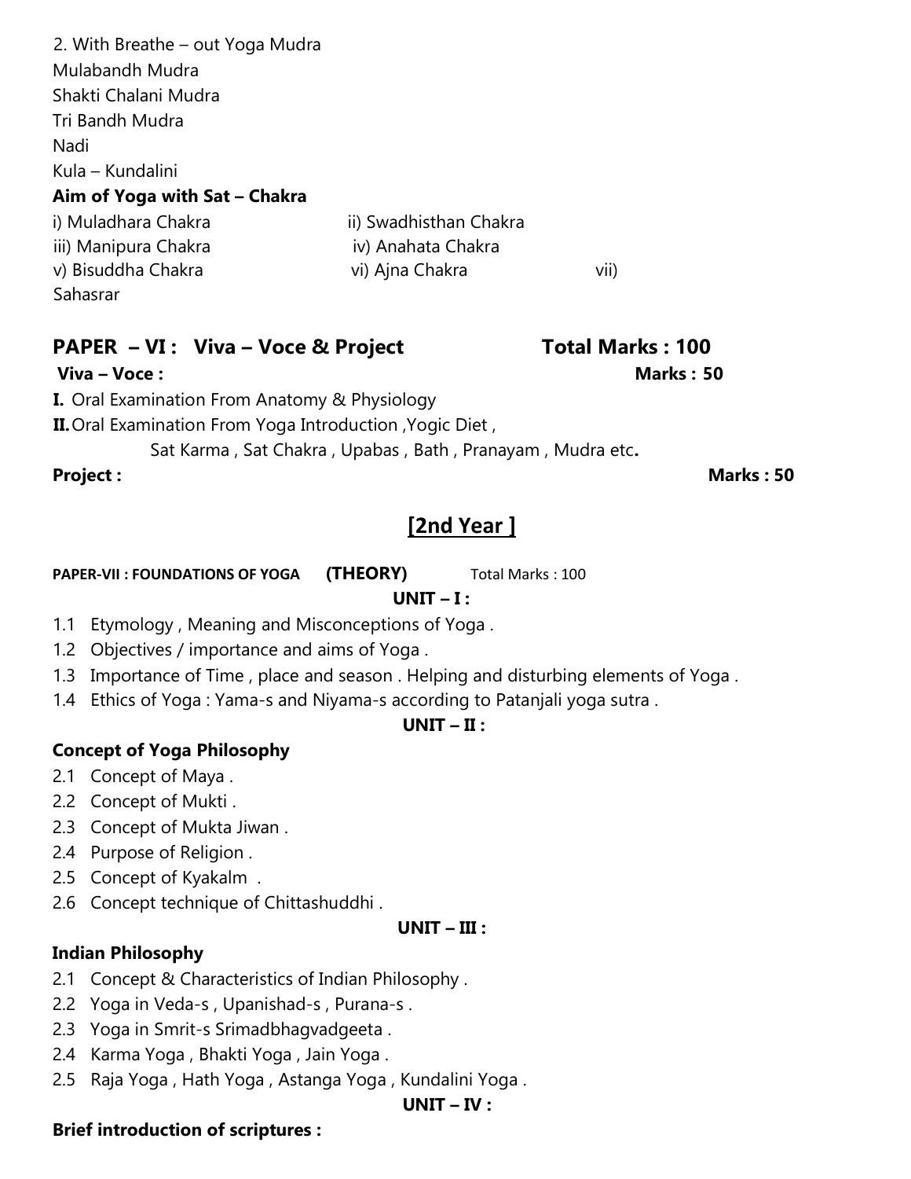2. With Breathe – out Yoga Mudra

Mulabandh Mudra

Shakti Chalani Mudra

Tri Bandh Mudra

Nadi

Kula – Kundalini

**Aim of Yoga with Sat – Chakra**

i) Muladhara Chakra
ii) Swadhisthan Chakra
iii) Manipura Chakra
iv) Anahata Chakra
v) Bisuddha Chakra
vi) Ajna Chakra
vii) Sahasrar

## PAPER – VI : Viva – Voce & Project — Total Marks : 100

**Viva – Voce :** **Marks : 50**

**I.** Oral Examination From Anatomy & Physiology

**II.** Oral Examination From Yoga Introduction ,Yogic Diet , Sat Karma , Sat Chakra , Upabas , Bath , Pranayam , Mudra etc**.**

**Project :** **Marks : 50**

## [2nd Year ]

**PAPER-VII : FOUNDATIONS OF YOGA** **(THEORY)** Total Marks : 100

**UNIT – I :**

1.1 Etymology , Meaning and Misconceptions of Yoga .
1.2 Objectives / importance and aims of Yoga .
1.3 Importance of Time , place and season . Helping and disturbing elements of Yoga .
1.4 Ethics of Yoga : Yama-s and Niyama-s according to Patanjali yoga sutra .

**UNIT – II :**

**Concept of Yoga Philosophy**

2.1 Concept of Maya .
2.2 Concept of Mukti .
2.3 Concept of Mukta Jiwan .
2.4 Purpose of Religion .
2.5 Concept of Kyakalm .
2.6 Concept technique of Chittashuddhi .

**UNIT – III :**

**Indian Philosophy**

2.1 Concept & Characteristics of Indian Philosophy .
2.2 Yoga in Veda-s , Upanishad-s , Purana-s .
2.3 Yoga in Smrit-s Srimadbhagvadgeeta .
2.4 Karma Yoga , Bhakti Yoga , Jain Yoga .
2.5 Raja Yoga , Hath Yoga , Astanga Yoga , Kundalini Yoga .

**UNIT – IV :**

**Brief introduction of scriptures :**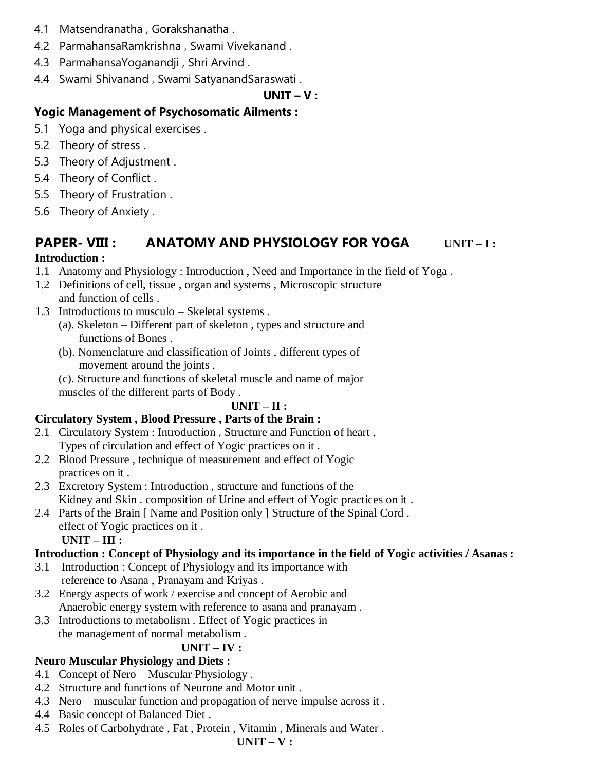4.1 Matsendranatha , Gorakshanatha .

4.2 ParmahansaRamkrishna , Swami Vivekanand .

4.3 ParmahansaYoganandji , Shri Arvind .

4.4 Swami Shivanand , Swami SatyanandSaraswati .

**UNIT – V :**

**Yogic Management of Psychosomatic Ailments :**

5.1 Yoga and physical exercises .

5.2 Theory of stress .

5.3 Theory of Adjustment .

5.4 Theory of Conflict .

5.5 Theory of Frustration .

5.6 Theory of Anxiety .

## PAPER- VIII : ANATOMY AND PHYSIOLOGY FOR YOGA

**UNIT – I :**

**Introduction :**

1.1 Anatomy and Physiology : Introduction , Need and Importance in the field of Yoga .

1.2 Definitions of cell, tissue , organ and systems , Microscopic structure and function of cells .

1.3 Introductions to musculo – Skeletal systems .

(a). Skeleton – Different part of skeleton , types and structure and functions of Bones .

(b). Nomenclature and classification of Joints , different types of movement around the joints .

(c). Structure and functions of skeletal muscle and name of major muscles of the different parts of Body .

**UNIT – II :**

**Circulatory System , Blood Pressure , Parts of the Brain :**

2.1 Circulatory System : Introduction , Structure and Function of heart , Types of circulation and effect of Yogic practices on it .

2.2 Blood Pressure , technique of measurement and effect of Yogic practices on it .

2.3 Excretory System : Introduction , structure and functions of the Kidney and Skin . composition of Urine and effect of Yogic practices on it .

2.4 Parts of the Brain [ Name and Position only ] Structure of the Spinal Cord . effect of Yogic practices on it .

**UNIT – III :**

**Introduction : Concept of Physiology and its importance in the field of Yogic activities / Asanas :**

3.1 Introduction : Concept of Physiology and its importance with reference to Asana , Pranayam and Kriyas .

3.2 Energy aspects of work / exercise and concept of Aerobic and Anaerobic energy system with reference to asana and pranayam .

3.3 Introductions to metabolism . Effect of Yogic practices in the management of normal metabolism .

**UNIT – IV :**

**Neuro Muscular Physiology and Diets :**

4.1 Concept of Nero – Muscular Physiology .

4.2 Structure and functions of Neurone and Motor unit .

4.3 Nero – muscular function and propagation of nerve impulse across it .

4.4 Basic concept of Balanced Diet .

4.5 Roles of Carbohydrate , Fat , Protein , Vitamin , Minerals and Water .

**UNIT – V :**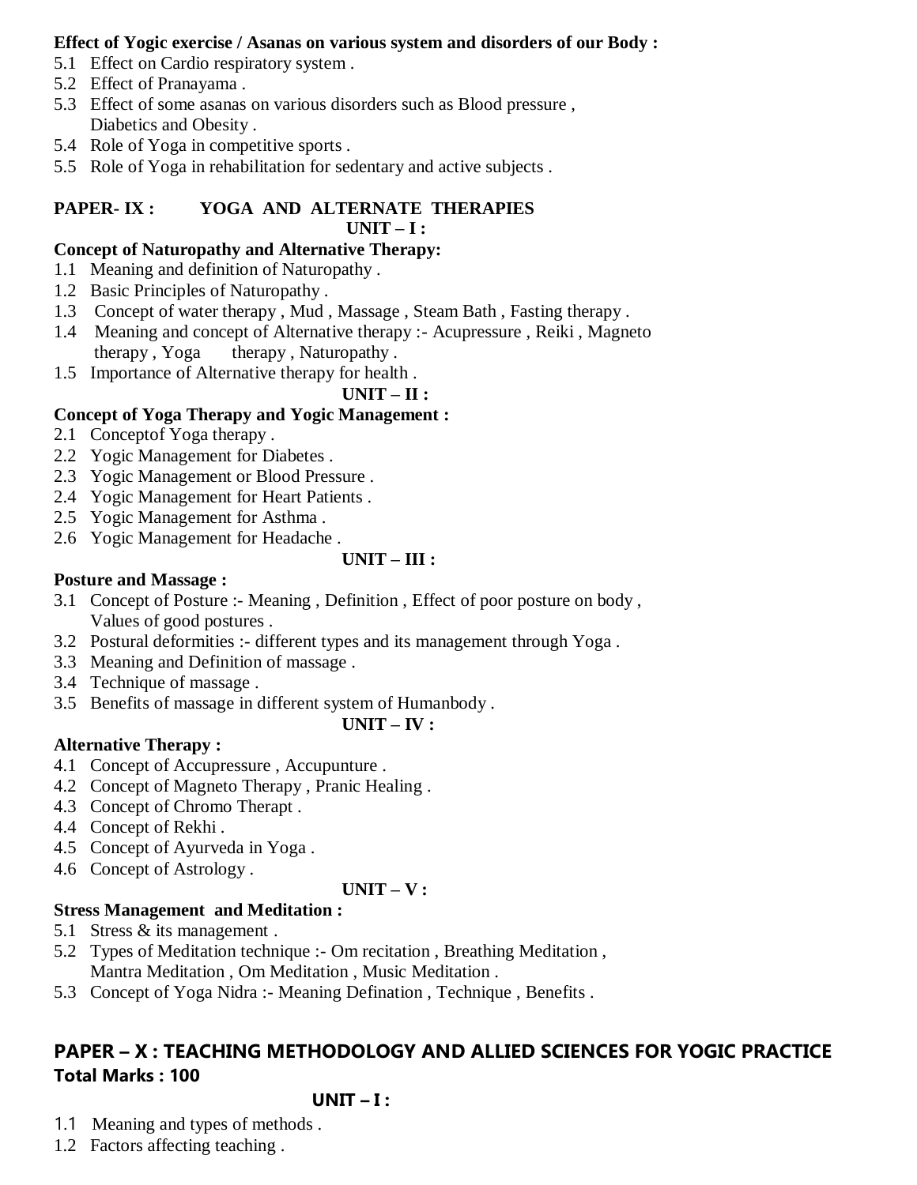**Effect of Yogic exercise / Asanas on various system and disorders of our Body :**

5.1 Effect on Cardio respiratory system .
5.2 Effect of Pranayama .
5.3 Effect of some asanas on various disorders such as Blood pressure , Diabetics and Obesity .
5.4 Role of Yoga in competitive sports .
5.5 Role of Yoga in rehabilitation for sedentary and active subjects .

## PAPER- IX : YOGA AND ALTERNATE THERAPIES

**UNIT – I :**

**Concept of Naturopathy and Alternative Therapy:**

1.1 Meaning and definition of Naturopathy .
1.2 Basic Principles of Naturopathy .
1.3 Concept of water therapy , Mud , Massage , Steam Bath , Fasting therapy .
1.4 Meaning and concept of Alternative therapy :- Acupressure , Reiki , Magneto therapy , Yoga therapy , Naturopathy .
1.5 Importance of Alternative therapy for health .

**UNIT – II :**

**Concept of Yoga Therapy and Yogic Management :**

2.1 Conceptof Yoga therapy .
2.2 Yogic Management for Diabetes .
2.3 Yogic Management or Blood Pressure .
2.4 Yogic Management for Heart Patients .
2.5 Yogic Management for Asthma .
2.6 Yogic Management for Headache .

**UNIT – III :**

**Posture and Massage :**

3.1 Concept of Posture :- Meaning , Definition , Effect of poor posture on body , Values of good postures .
3.2 Postural deformities :- different types and its management through Yoga .
3.3 Meaning and Definition of massage .
3.4 Technique of massage .
3.5 Benefits of massage in different system of Humanbody .

**UNIT – IV :**

**Alternative Therapy :**

4.1 Concept of Accupressure , Accupunture .
4.2 Concept of Magneto Therapy , Pranic Healing .
4.3 Concept of Chromo Therapt .
4.4 Concept of Rekhi .
4.5 Concept of Ayurveda in Yoga .
4.6 Concept of Astrology .

**UNIT – V :**

**Stress Management and Meditation :**

5.1 Stress & its management .
5.2 Types of Meditation technique :- Om recitation , Breathing Meditation , Mantra Meditation , Om Meditation , Music Meditation .
5.3 Concept of Yoga Nidra :- Meaning Defination , Technique , Benefits .

## PAPER – X : TEACHING METHODOLOGY AND ALLIED SCIENCES FOR YOGIC PRACTICE

**Total Marks : 100**

**UNIT – I :**

1.1 Meaning and types of methods .
1.2 Factors affecting teaching .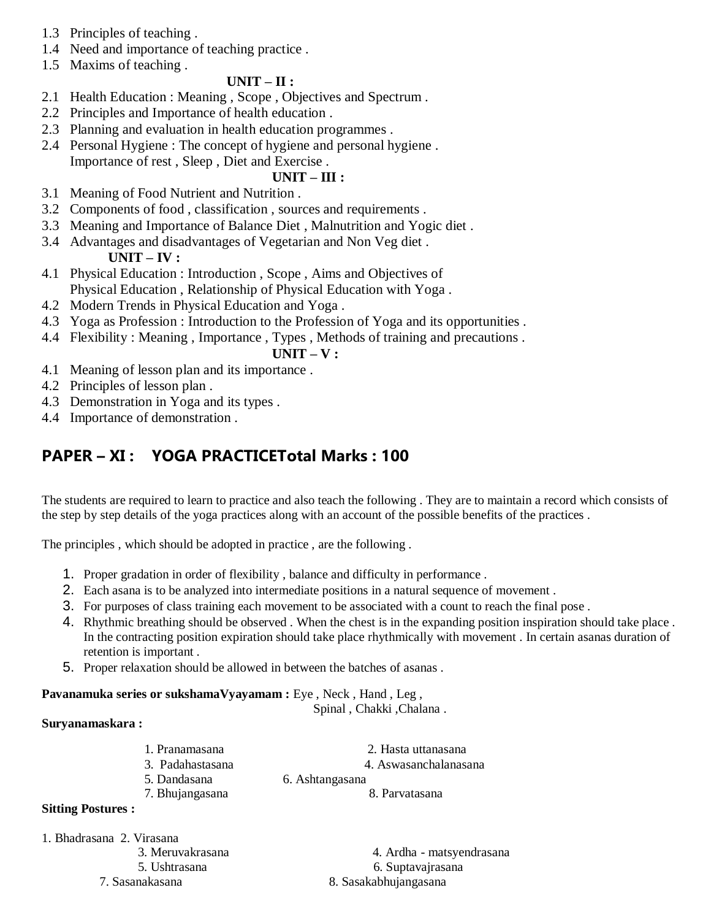1.3 Principles of teaching .
1.4 Need and importance of teaching practice .
1.5 Maxims of teaching .

**UNIT – II :**

2.1 Health Education : Meaning , Scope , Objectives and Spectrum .
2.2 Principles and Importance of health education .
2.3 Planning and evaluation in health education programmes .
2.4 Personal Hygiene : The concept of hygiene and personal hygiene .
Importance of rest , Sleep , Diet and Exercise .

**UNIT – III :**

3.1 Meaning of Food Nutrient and Nutrition .
3.2 Components of food , classification , sources and requirements .
3.3 Meaning and Importance of Balance Diet , Malnutrition and Yogic diet .
3.4 Advantages and disadvantages of Vegetarian and Non Veg diet .

**UNIT – IV :**

4.1 Physical Education : Introduction , Scope , Aims and Objectives of Physical Education , Relationship of Physical Education with Yoga .
4.2 Modern Trends in Physical Education and Yoga .
4.3 Yoga as Profession : Introduction to the Profession of Yoga and its opportunities .
4.4 Flexibility : Meaning , Importance , Types , Methods of training and precautions .

**UNIT – V :**

4.1 Meaning of lesson plan and its importance .
4.2 Principles of lesson plan .
4.3 Demonstration in Yoga and its types .
4.4 Importance of demonstration .

## PAPER – XI : YOGA PRACTICETotal Marks : 100

The students are required to learn to practice and also teach the following . They are to maintain a record which consists of the step by step details of the yoga practices along with an account of the possible benefits of the practices .

The principles , which should be adopted in practice , are the following .

1. Proper gradation in order of flexibility , balance and difficulty in performance .
2. Each asana is to be analyzed into intermediate positions in a natural sequence of movement .
3. For purposes of class training each movement to be associated with a count to reach the final pose .
4. Rhythmic breathing should be observed . When the chest is in the expanding position inspiration should take place . In the contracting position expiration should take place rhythmically with movement . In certain asanas duration of retention is important .
5. Proper relaxation should be allowed in between the batches of asanas .

**Pavanamuka series or sukshamaVyayamam :** Eye , Neck , Hand , Leg , Spinal , Chakki ,Chalana .

**Suryanamaskara :**

1. Pranamasana
2. Hasta uttanasana
3. Padahastasana
4. Aswasanchalanasana
5. Dandasana
6. Ashtangasana
7. Bhujangasana
8. Parvatasana

**Sitting Postures :**

1. Bhadrasana
2. Virasana
3. Meruvakrasana
4. Ardha - matsyendrasana
5. Ushtrasana
6. Suptavajrasana
7. Sasanakasana
8. Sasakabhujangasana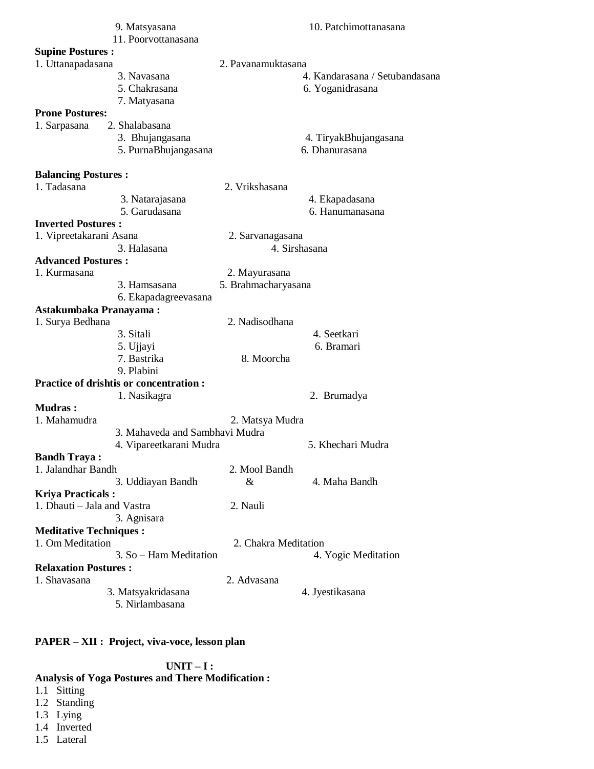9. Matsyasana
10. Patchimottanasana
11. Poorvottanasana

**Supine Postures :**

1. Uttanapadasana
2. Pavanamuktasana
3. Navasana
4. Kandarasana / Setubandasana
5. Chakrasana
6. Yoganidrasana
7. Matyasana

**Prone Postures:**

1. Sarpasana
2. Shalabasana
3. Bhujangasana
4. TiryakBhujangasana
5. PurnaBhujangasana
6. Dhanurasana

**Balancing Postures :**

1. Tadasana
2. Vrikshasana
3. Natarajasana
4. Ekapadasana
5. Garudasana
6. Hanumanasana

**Inverted Postures :**

1. Vipreetakarani Asana
2. Sarvanagasana
3. Halasana
4. Sirshasana

**Advanced Postures :**

1. Kurmasana
2. Mayurasana
3. Hamsasana
5. Brahmacharyasana
6. Ekapadagreevasana

**Astakumbaka Pranayama :**

1. Surya Bedhana
2. Nadisodhana
3. Sitali
4. Seetkari
5. Ujjayi
6. Bramari
7. Bastrika
8. Moorcha
9. Plabini

**Practice of drishtis or concentration :**

1. Nasikagra
2. Brumadya

**Mudras :**

1. Mahamudra
2. Matsya Mudra
3. Mahaveda and Sambhavi Mudra
4. Vipareetkarani Mudra
5. Khechari Mudra

**Bandh Traya :**

1. Jalandhar Bandh
2. Mool Bandh
3. Uddiayan Bandh & 4. Maha Bandh

**Kriya Practicals :**

1. Dhauti – Jala and Vastra
2. Nauli
3. Agnisara

**Meditative Techniques :**

1. Om Meditation
2. Chakra Meditation
3. So – Ham Meditation
4. Yogic Meditation

**Relaxation Postures :**

1. Shavasana
2. Advasana
3. Matsyakridasana
4. Jyestikasana
5. Nirlambasana

**PAPER – XII : Project, viva-voce, lesson plan**

**UNIT – I :**

**Analysis of Yoga Postures and There Modification :**

1.1 Sitting
1.2 Standing
1.3 Lying
1.4 Inverted
1.5 Lateral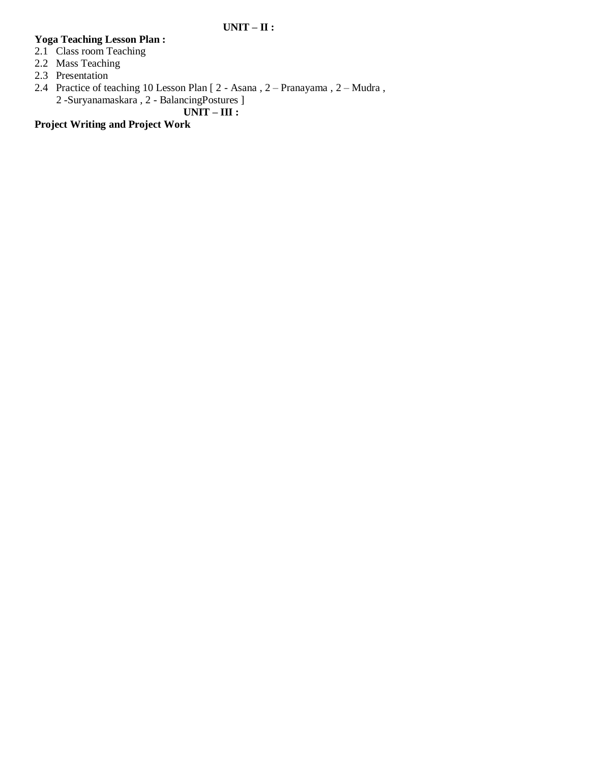## UNIT – II :

**Yoga Teaching Lesson Plan :**

2.1 Class room Teaching
2.2 Mass Teaching
2.3 Presentation
2.4 Practice of teaching 10 Lesson Plan [ 2 - Asana , 2 – Pranayama , 2 – Mudra , 2 -Suryanamaskara , 2 - BalancingPostures ]

## UNIT – III :

**Project Writing and Project Work**